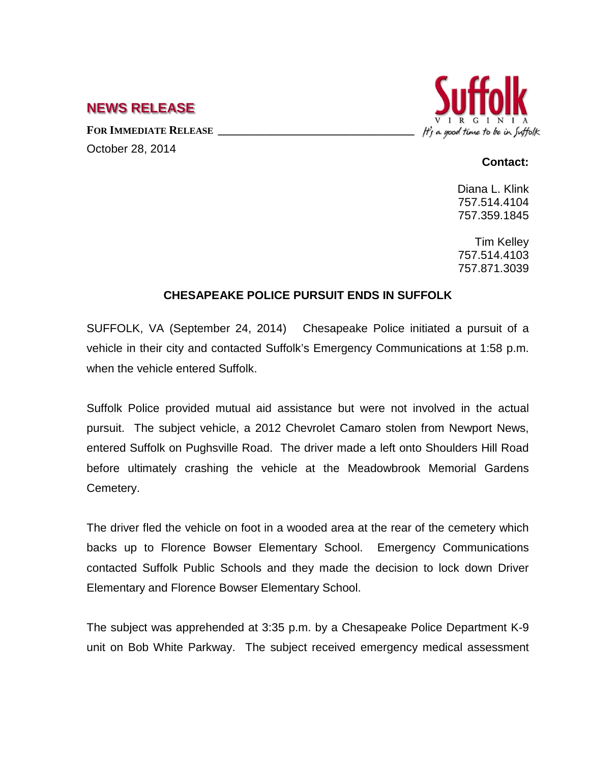## NEWS RELEASE

**FOR IMMEDIATE RELEASE**

October 28, 2014

Suffolk VIRGINIA
*It's a good time to be in Suffolk*

**Contact:**

Diana L. Klink
757.514.4104
757.359.1845

Tim Kelley
757.514.4103
757.871.3039

### CHESAPEAKE POLICE PURSUIT ENDS IN SUFFOLK

SUFFOLK, VA (September 24, 2014) Chesapeake Police initiated a pursuit of a vehicle in their city and contacted Suffolk's Emergency Communications at 1:58 p.m. when the vehicle entered Suffolk.

Suffolk Police provided mutual aid assistance but were not involved in the actual pursuit. The subject vehicle, a 2012 Chevrolet Camaro stolen from Newport News, entered Suffolk on Pughsville Road. The driver made a left onto Shoulders Hill Road before ultimately crashing the vehicle at the Meadowbrook Memorial Gardens Cemetery.

The driver fled the vehicle on foot in a wooded area at the rear of the cemetery which backs up to Florence Bowser Elementary School. Emergency Communications contacted Suffolk Public Schools and they made the decision to lock down Driver Elementary and Florence Bowser Elementary School.

The subject was apprehended at 3:35 p.m. by a Chesapeake Police Department K-9 unit on Bob White Parkway. The subject received emergency medical assessment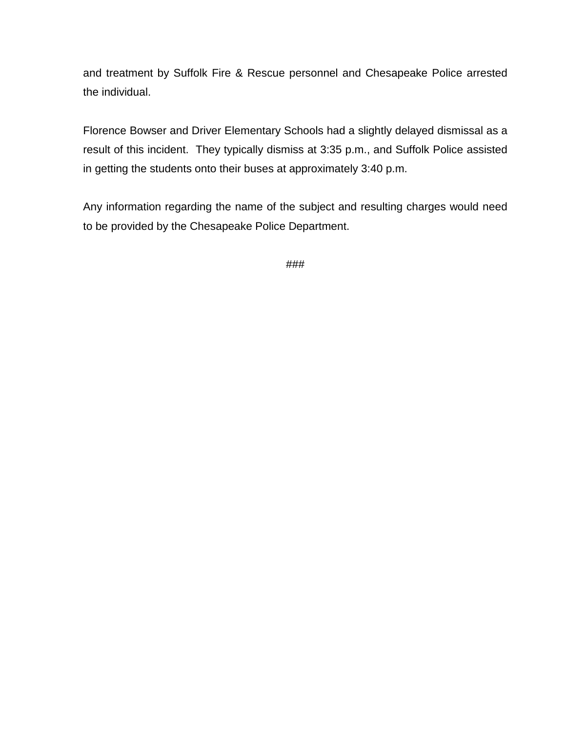and treatment by Suffolk Fire & Rescue personnel and Chesapeake Police arrested the individual.

Florence Bowser and Driver Elementary Schools had a slightly delayed dismissal as a result of this incident. They typically dismiss at 3:35 p.m., and Suffolk Police assisted in getting the students onto their buses at approximately 3:40 p.m.

Any information regarding the name of the subject and resulting charges would need to be provided by the Chesapeake Police Department.

###